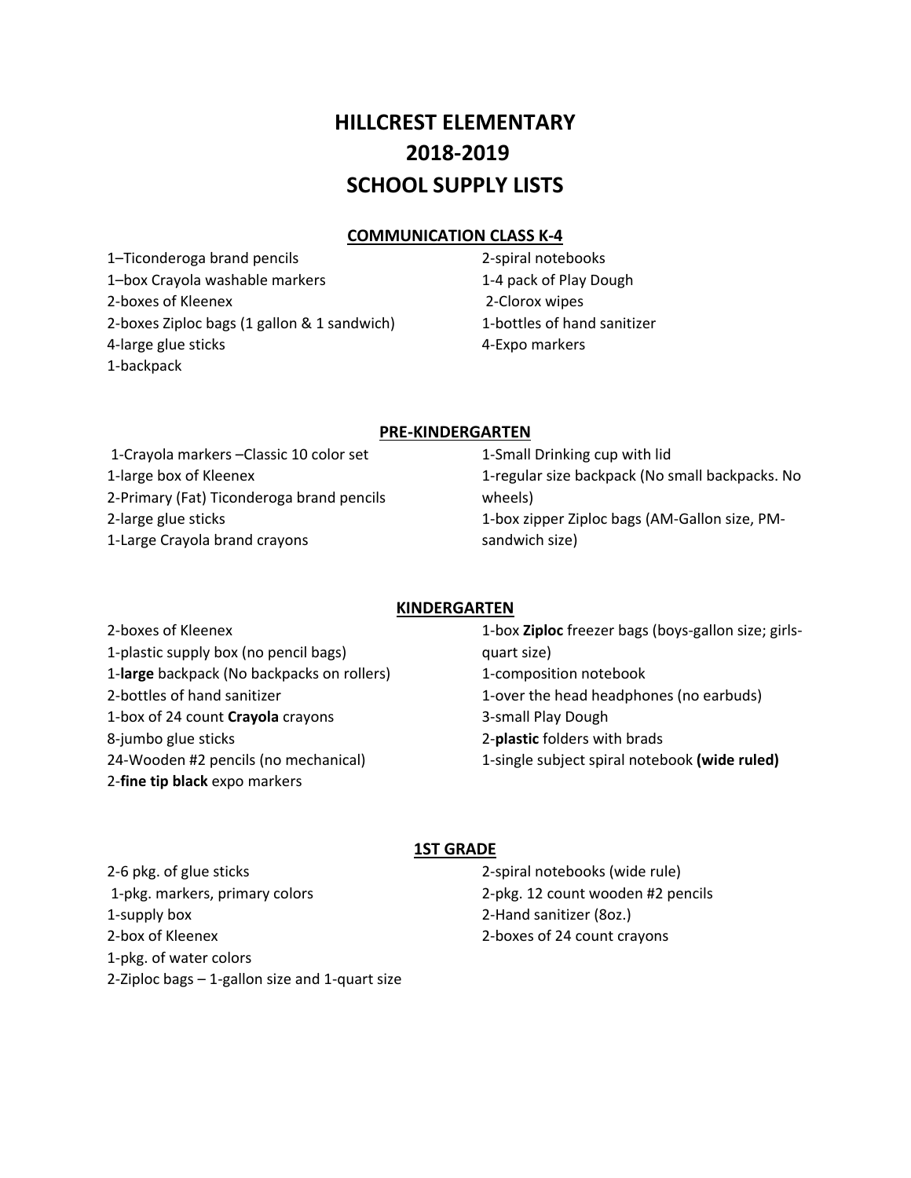# HILLCREST ELEMENTARY
# 2018-2019
# SCHOOL SUPPLY LISTS

## COMMUNICATION CLASS K-4

1–Ticonderoga brand pencils
1–box Crayola washable markers
2-boxes of Kleenex
2-boxes Ziploc bags (1 gallon & 1 sandwich)
4-large glue sticks
1-backpack
2-spiral notebooks
1-4 pack of Play Dough
2-Clorox wipes
1-bottles of hand sanitizer
4-Expo markers

## PRE-KINDERGARTEN

1-Crayola markers –Classic 10 color set
1-large box of Kleenex
2-Primary (Fat) Ticonderoga brand pencils
2-large glue sticks
1-Large Crayola brand crayons
1-Small Drinking cup with lid
1-regular size backpack (No small backpacks. No wheels)
1-box zipper Ziploc bags (AM-Gallon size, PM-sandwich size)

## KINDERGARTEN

2-boxes of Kleenex
1-plastic supply box (no pencil bags)
1-**large** backpack (No backpacks on rollers)
2-bottles of hand sanitizer
1-box of 24 count **Crayola** crayons
8-jumbo glue sticks
24-Wooden #2 pencils (no mechanical)
2-**fine tip black** expo markers
1-box **Ziploc** freezer bags (boys-gallon size; girls-quart size)
1-composition notebook
1-over the head headphones (no earbuds)
3-small Play Dough
2-**plastic** folders with brads
1-single subject spiral notebook **(wide ruled)**

## 1ST GRADE

2-6 pkg. of glue sticks
1-pkg. markers, primary colors
1-supply box
2-box of Kleenex
1-pkg. of water colors
2-Ziploc bags – 1-gallon size and 1-quart size
2-spiral notebooks (wide rule)
2-pkg. 12 count wooden #2 pencils
2-Hand sanitizer (8oz.)
2-boxes of 24 count crayons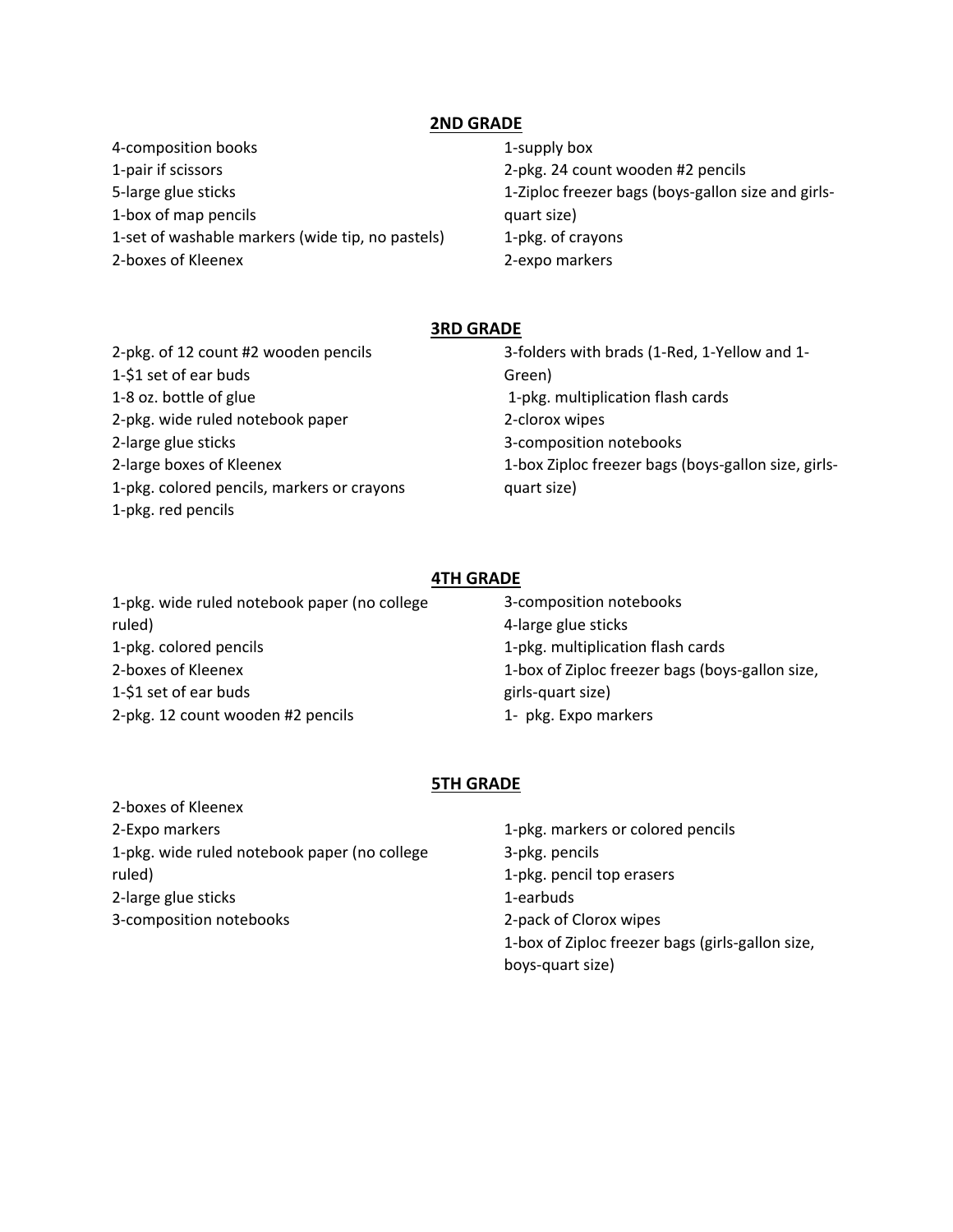## 2ND GRADE

4-composition books
1-pair if scissors
5-large glue sticks
1-box of map pencils
1-set of washable markers (wide tip, no pastels)
2-boxes of Kleenex
1-supply box
2-pkg. 24 count wooden #2 pencils
1-Ziploc freezer bags (boys-gallon size and girls-quart size)
1-pkg. of crayons
2-expo markers

## 3RD GRADE

2-pkg. of 12 count #2 wooden pencils
1-$1 set of ear buds
1-8 oz. bottle of glue
2-pkg. wide ruled notebook paper
2-large glue sticks
2-large boxes of Kleenex
1-pkg. colored pencils, markers or crayons
1-pkg. red pencils
3-folders with brads (1-Red, 1-Yellow and 1-Green)
1-pkg. multiplication flash cards
2-clorox wipes
3-composition notebooks
1-box Ziploc freezer bags (boys-gallon size, girls-quart size)

## 4TH GRADE

1-pkg. wide ruled notebook paper (no college ruled)
1-pkg. colored pencils
2-boxes of Kleenex
1-$1 set of ear buds
2-pkg. 12 count wooden #2 pencils
3-composition notebooks
4-large glue sticks
1-pkg. multiplication flash cards
1-box of Ziploc freezer bags (boys-gallon size, girls-quart size)
1- pkg. Expo markers

## 5TH GRADE

2-boxes of Kleenex
2-Expo markers
1-pkg. wide ruled notebook paper (no college ruled)
2-large glue sticks
3-composition notebooks
1-pkg. markers or colored pencils
3-pkg. pencils
1-pkg. pencil top erasers
1-earbuds
2-pack of Clorox wipes
1-box of Ziploc freezer bags (girls-gallon size, boys-quart size)